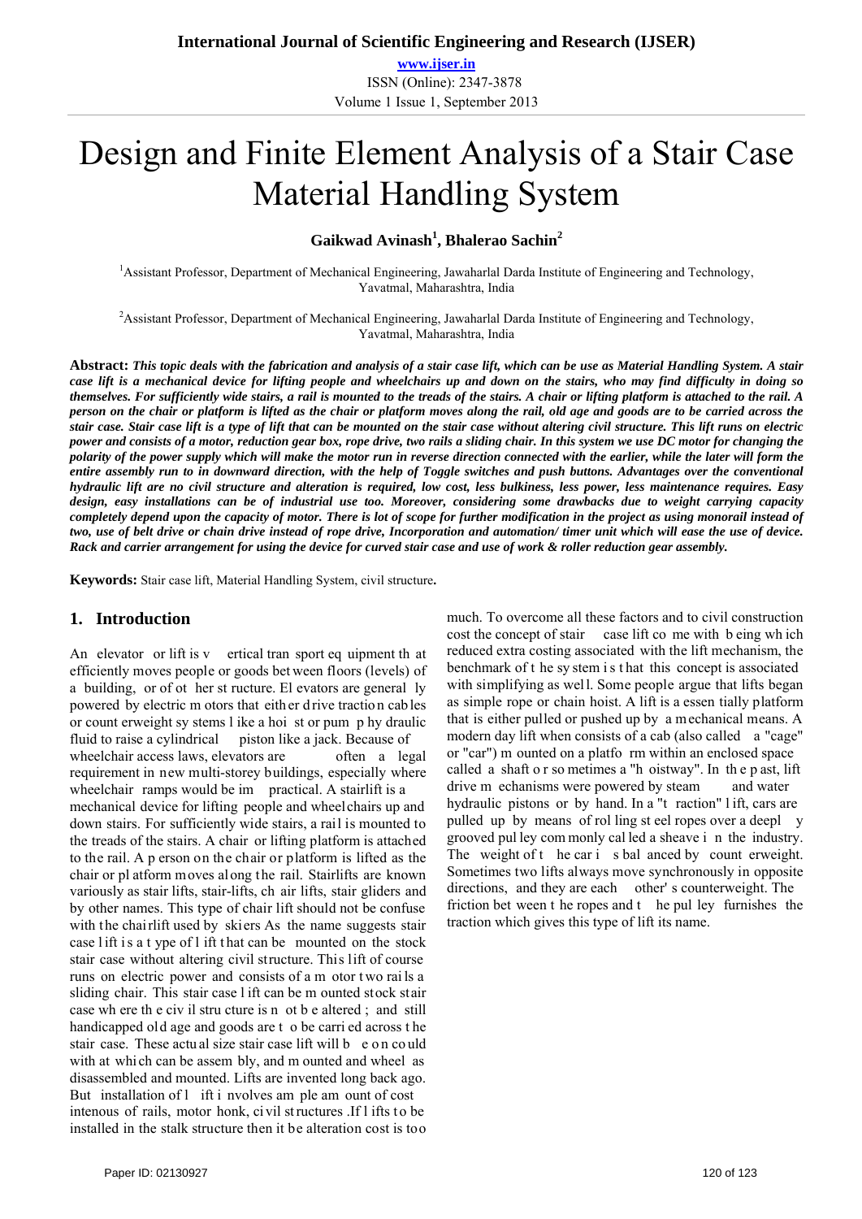# Design and Finite Element Analysis of a Stair Case Material Handling System

**Gaikwad Avinash[1], Bhalerao Sachin[2]**

[1]Assistant Professor, Department of Mechanical Engineering, Jawaharlal Darda Institute of Engineering and Technology, Yavatmal, Maharashtra, India

[2]Assistant Professor, Department of Mechanical Engineering, Jawaharlal Darda Institute of Engineering and Technology, Yavatmal, Maharashtra, India

**Abstract:** ***This topic deals with the fabrication and analysis of a stair case lift, which can be use as Material Handling System. A stair case lift is a mechanical device for lifting people and wheelchairs up and down on the stairs, who may find difficulty in doing so themselves. For sufficiently wide stairs, a rail is mounted to the treads of the stairs. A chair or lifting platform is attached to the rail. A person on the chair or platform is lifted as the chair or platform moves along the rail, old age and goods are to be carried across the stair case. Stair case lift is a type of lift that can be mounted on the stair case without altering civil structure. This lift runs on electric power and consists of a motor, reduction gear box, rope drive, two rails a sliding chair. In this system we use DC motor for changing the polarity of the power supply which will make the motor run in reverse direction connected with the earlier, while the later will form the entire assembly run to in downward direction, with the help of Toggle switches and push buttons. Advantages over the conventional hydraulic lift are no civil structure and alteration is required, low cost, less bulkiness, less power, less maintenance requires. Easy design, easy installations can be of industrial use too. Moreover, considering some drawbacks due to weight carrying capacity completely depend upon the capacity of motor. There is lot of scope for further modification in the project as using monorail instead of two, use of belt drive or chain drive instead of rope drive, Incorporation and automation/ timer unit which will ease the use of device. Rack and carrier arrangement for using the device for curved stair case and use of work & roller reduction gear assembly.***

**Keywords:** Stair case lift, Material Handling System, civil structure**.**

## 1. Introduction

An elevator or lift is v ertical tran sport eq uipment th at efficiently moves people or goods bet ween floors (levels) of a building, or of ot her st ructure. El evators are general ly powered by electric m otors that eith er d rive tractio n cab les or count erweight sy stems l ike a hoi st or pum p hy draulic fluid to raise a cylindrical piston like a jack. Because of wheelchair access laws, elevators are often a legal requirement in new multi-storey buildings, especially where wheelchair ramps would be im practical. A stairlift is a mechanical device for lifting people and wheelchairs up and down stairs. For sufficiently wide stairs, a rail is mounted to the treads of the stairs. A chair or lifting platform is attached to the rail. A p erson on the chair or platform is lifted as the chair or pl atform moves al ong t he rail. Stairlifts are known variously as stair lifts, stair-lifts, ch air lifts, stair gliders and by other names. This type of chair lift should not be confuse with the chairlift used by ski ers As the name suggests stair case l ift i s a t ype of l ift t hat can be mounted on the stock stair case without altering civil structure. This lift of course runs on electric power and consists of a m otor t wo rai ls a sliding chair. This stair case l ift can be m ounted st ock stair case wh ere th e civ il stru cture is n ot b e altered ; and still handicapped old age and goods are t o be carri ed across t he stair case. These actu al size stair case lift will b e o n co uld with at whi ch can be assem bly, and m ounted and wheel as disassembled and mounted. Lifts are invented long back ago. But installation of l ift i nvolves am ple am ount of cost intenous of rails, motor honk, ci vil st ructures .If l ifts t o be installed in the stalk structure then it be alteration cost is too much. To overcome all these factors and to civil construction cost the concept of stair case lift co me with b eing wh ich reduced extra costing associated with the lift mechanism, the benchmark of t he sy stem i s t hat this concept is associated with simplifying as wel l. Some people argue that lifts began as simple rope or chain hoist. A lift is a essen tially platform that is either pulled or pushed up by a m echanical means. A modern day lift when consists of a cab (also called a "cage" or "car") m ounted on a platfo rm within an enclosed space called a shaft o r so metimes a "h oistway". In th e p ast, lift drive m echanisms were powered by steam and water hydraulic pistons or by hand. In a "t raction" l ift, cars are pulled up by means of rol ling st eel ropes over a deepl y grooved pul ley com monly cal led a sheave i n the industry. The weight of t he car i s bal anced by count erweight. Sometimes two lifts always move synchronously in opposite directions, and they are each other' s counterweight. The friction bet ween t he ropes and t he pul ley furnishes the traction which gives this type of lift its name.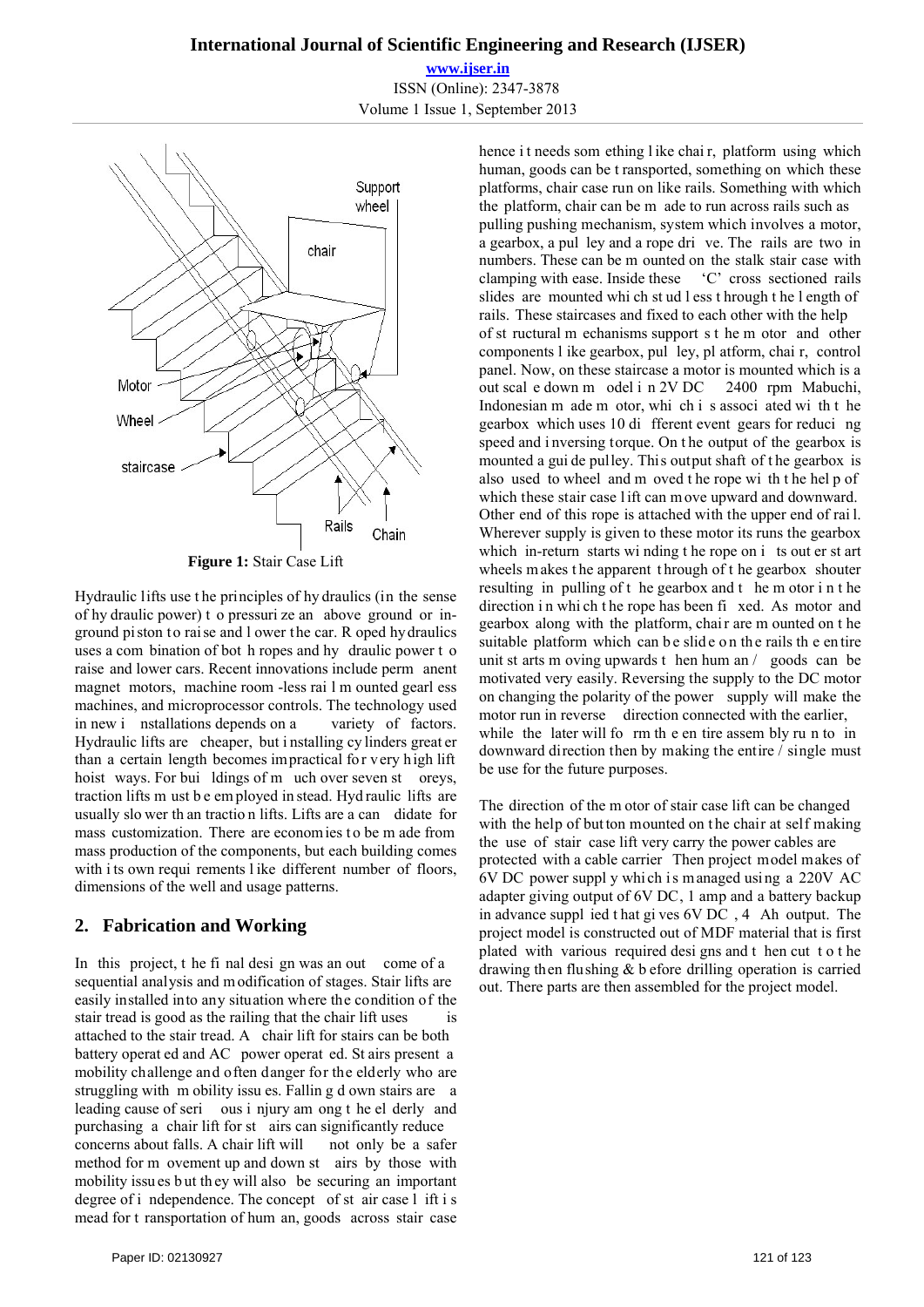Figure 1: Stair Case Lift

Hydraulic lifts use the principles of hydraulics (in the sense of hydraulic power) to pressurize an above ground or in-ground piston to raise and lower the car. Roped hydraulics uses a combination of both ropes and hydraulic power to raise and lower cars. Recent innovations include permanent magnet motors, machine room -less rail mounted gearless machines, and microprocessor controls. The technology used in new installations depends on a variety of factors. Hydraulic lifts are cheaper, but installing cylinders greater than a certain length becomes impractical for very high lift hoist ways. For buildings of much over seven storeys, traction lifts must be employed instead. Hydraulic lifts are usually slower than traction lifts. Lifts are a candidate for mass customization. There are economies to be made from mass production of the components, but each building comes with its own requirements like different number of floors, dimensions of the well and usage patterns.

## 2. Fabrication and Working

In this project, the final design was an outcome of a sequential analysis and modification of stages. Stair lifts are easily installed into any situation where the condition of the stair tread is good as the railing that the chair lift uses is attached to the stair tread. A chair lift for stairs can be both battery operated and AC power operated. Stairs present a mobility challenge and often danger for the elderly who are struggling with mobility issues. Falling down stairs are a leading cause of serious injury among the elderly and purchasing a chair lift for stairs can significantly reduce concerns about falls. A chair lift will not only be a safer method for movement up and down stairs by those with mobility issues but they will also be securing an important degree of independence. The concept of stair case lift is mead for transportation of human, goods across stair case hence it needs something like chair, platform using which human, goods can be transported, something on which these platforms, chair case run on like rails. Something with which the platform, chair can be made to run across rails such as pulling pushing mechanism, system which involves a motor, a gearbox, a pulley and a rope drive. The rails are two in numbers. These can be mounted on the stalk stair case with clamping with ease. Inside these 'C' cross sectioned rails slides are mounted which stud less through the length of rails. These staircases and fixed to each other with the help of structural mechanisms supports the motor and other components like gearbox, pulley, platform, chair, control panel. Now, on these staircase a motor is mounted which is a out scale down model in 2V DC 2400 rpm Mabuchi, Indonesian made motor, which is associated with the gearbox which uses 10 different event gears for reducing speed and inversing torque. On the output of the gearbox is mounted a guide pulley. This output shaft of the gearbox is also used to wheel and moved the rope with the help of which these stair case lift can move upward and downward. Other end of this rope is attached with the upper end of rail. Wherever supply is given to these motor its runs the gearbox which in-return starts winding the rope on its outer start wheels makes the apparent through of the gearbox shouter resulting in pulling of the gearbox and the motor in the direction in which the rope has been fixed. As motor and gearbox along with the platform, chair are mounted on the suitable platform which can be slide on the rails the entire unit starts moving upwards then human / goods can be motivated very easily. Reversing the supply to the DC motor on changing the polarity of the power supply will make the motor run in reverse direction connected with the earlier, while the later will form the entire assembly run to in downward direction then by making the entire / single must be use for the future purposes.

The direction of the motor of stair case lift can be changed with the help of button mounted on the chair at self making the use of stair case lift very carry the power cables are protected with a cable carrier Then project model makes of 6V DC power supply which is managed using a 220V AC adapter giving output of 6V DC, 1 amp and a battery backup in advance supplied that gives 6V DC , 4 Ah output. The project model is constructed out of MDF material that is first plated with various required designs and then cut to the drawing then flushing & before drilling operation is carried out. There parts are then assembled for the project model.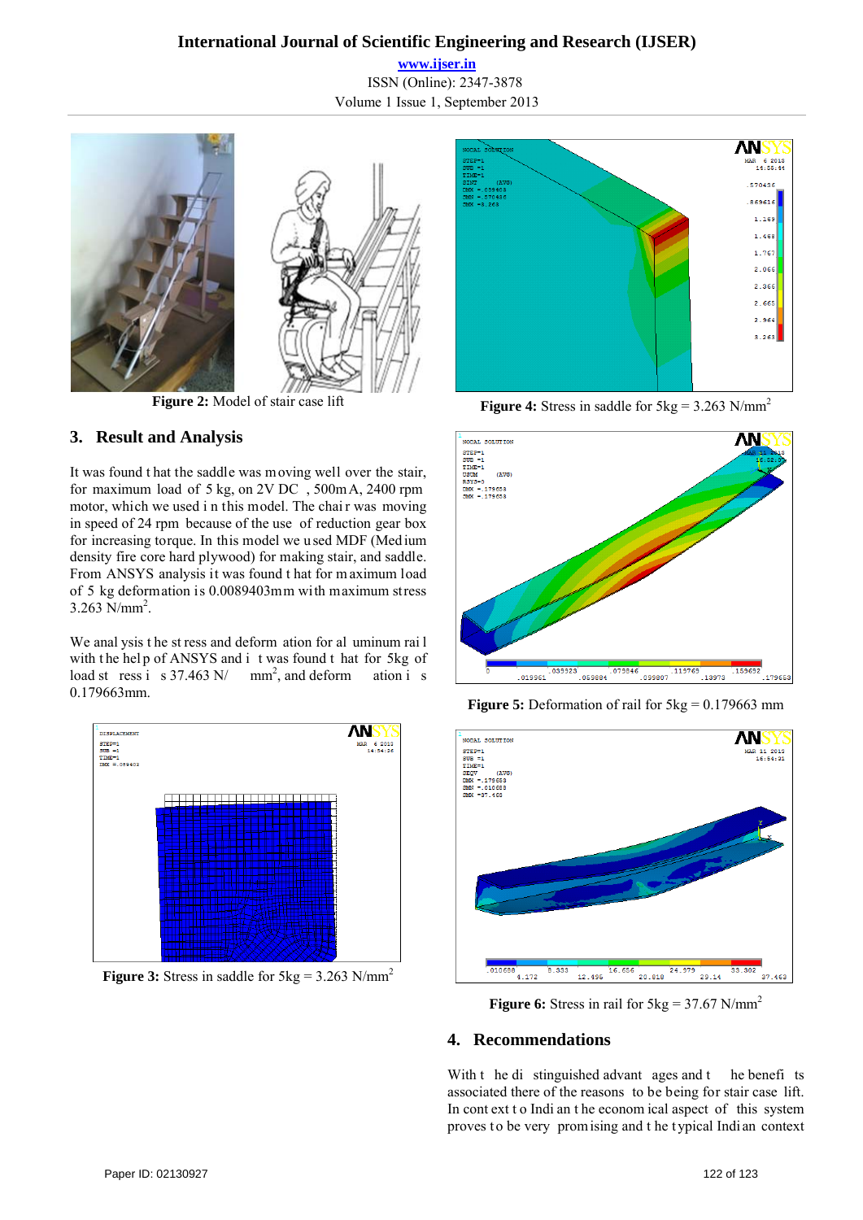Figure 2: Model of stair case lift

Figure 4: Stress in saddle for 5kg = 3.263 N/mm$^2$

## 3. Result and Analysis

It was found that the saddle was moving well over the stair, for maximum load of 5 kg, on 2V DC , 500mA, 2400 rpm motor, which we used in this model. The chair was moving in speed of 24 rpm because of the use of reduction gear box for increasing torque. In this model we used MDF (Medium density fire core hard plywood) for making stair, and saddle. From ANSYS analysis it was found that for maximum load of 5 kg deformation is 0.0089403mm with maximum stress 3.263 N/mm$^2$.

We analysis the stress and deformation for aluminum rail with the help of ANSYS and it was found that for 5kg of load stress is 37.463 N/mm$^2$, and deformation is 0.179663mm.

Figure 5: Deformation of rail for 5kg = 0.179663 mm

Figure 3: Stress in saddle for 5kg = 3.263 N/mm$^2$

Figure 6: Stress in rail for 5kg = 37.67 N/mm$^2$

## 4. Recommendations

With the distinguished advantages and the benefits associated there of the reasons to be being for stair case lift. In context to Indian the economical aspect of this system proves to be very promising and the typical Indian context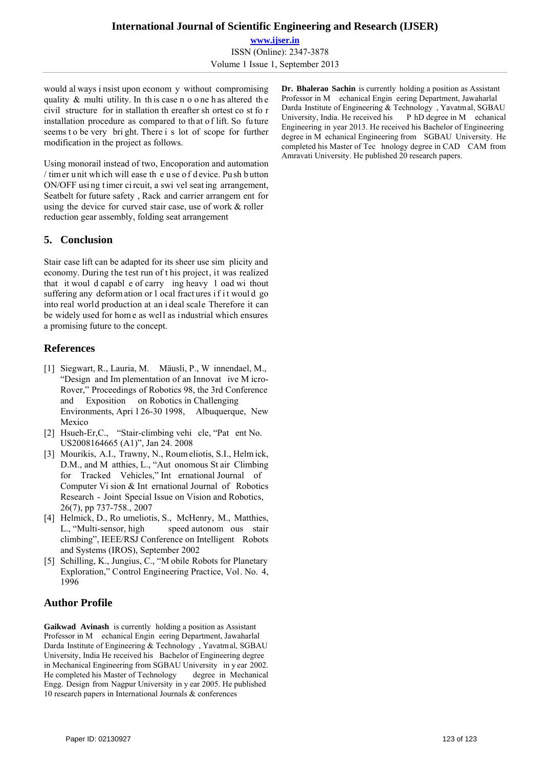would always insist upon economy without compromising quality & multi utility. In this case no one has altered the civil structure for installation thereafter shortest cost for installation procedure as compared to that of lift. So future seems to be very bright. There is lot of scope for further modification in the project as follows.

Using monorail instead of two, Encoporation and automation / timer unit which will ease the use of device. Push button ON/OFF using timer circuit, a swivel seating arrangement, Seatbelt for future safety , Rack and carrier arrangement for using the device for curved stair case, use of work & roller reduction gear assembly, folding seat arrangement

## 5. Conclusion

Stair case lift can be adapted for its sheer use simplicity and economy. During the test run of this project, it was realized that it would capable of carrying heavy load without suffering any deformation or local fractures if it would go into real world production at an ideal scale Therefore it can be widely used for home as well as industrial which ensures a promising future to the concept.

## References

[1] Siegwart, R., Lauria, M. Mäusli, P., Winnendael, M., "Design and Implementation of an Innovative Micro-Rover," Proceedings of Robotics 98, the 3rd Conference and Exposition on Robotics in Challenging Environments, April 26-30 1998, Albuquerque, New Mexico

[2] Hsueh-Er,C., "Stair-climbing vehicle, "Patent No. US2008164665 (A1)", Jan 24. 2008

[3] Mourikis, A.I., Trawny, N., Roumeliotis, S.I., Helmick, D.M., and Matthies, L., "Autonomous Stair Climbing for Tracked Vehicles," International Journal of Computer Vision & International Journal of Robotics Research - Joint Special Issue on Vision and Robotics, 26(7), pp 737-758., 2007

[4] Helmick, D., Roumeliotis, S., McHenry, M., Matthies, L., "Multi-sensor, high speed autonomous stair climbing", IEEE/RSJ Conference on Intelligent Robots and Systems (IROS), September 2002

[5] Schilling, K., Jungius, C., "Mobile Robots for Planetary Exploration," Control Engineering Practice, Vol. No. 4, 1996

## Author Profile

**Gaikwad Avinash** is currently holding a position as Assistant Professor in Mechanical Engineering Department, Jawaharlal Darda Institute of Engineering & Technology , Yavatmal, SGBAU University, India He received his Bachelor of Engineering degree in Mechanical Engineering from SGBAU University in year 2002. He completed his Master of Technology degree in Mechanical Engg. Design from Nagpur University in year 2005. He published 10 research papers in International Journals & conferences

**Dr. Bhalerao Sachin** is currently holding a position as Assistant Professor in Mechanical Engineering Department, Jawaharlal Darda Institute of Engineering & Technology , Yavatmal, SGBAU University, India. He received his PhD degree in Mechanical Engineering in year 2013. He received his Bachelor of Engineering degree in Mechanical Engineering from SGBAU University. He completed his Master of Technology degree in CAD CAM from Amravati University. He published 20 research papers.